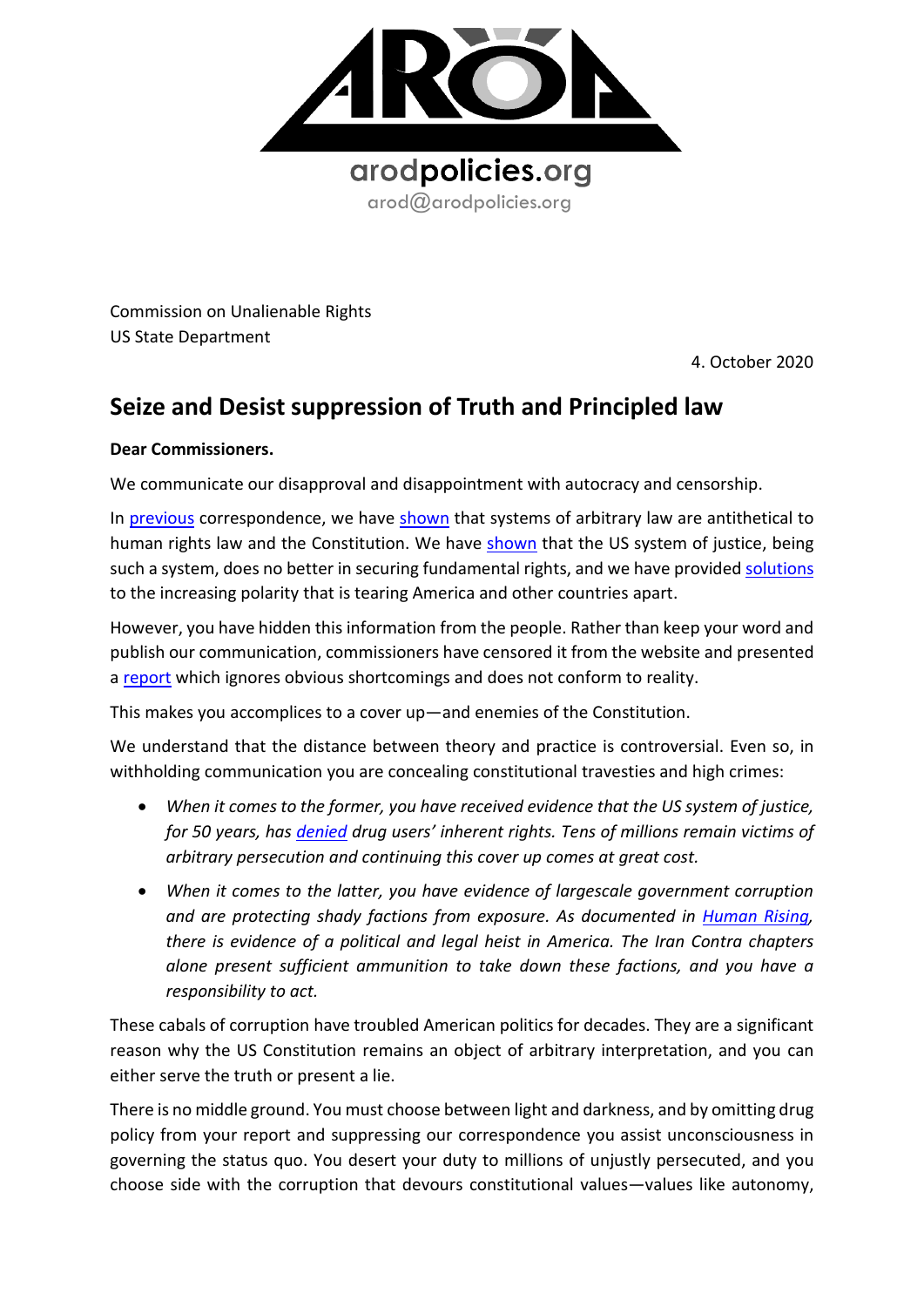arodpolicies.org
arod@arodpolicies.org

Commission on Unalienable Rights
US State Department

4. October 2020

# Seize and Desist suppression of Truth and Principled law

**Dear Commissioners.**

We communicate our disapproval and disappointment with autocracy and censorship.

In [previous] correspondence, we have [shown] that systems of arbitrary law are antithetical to human rights law and the Constitution. We have [shown] that the US system of justice, being such a system, does no better in securing fundamental rights, and we have provided [solutions] to the increasing polarity that is tearing America and other countries apart.

However, you have hidden this information from the people. Rather than keep your word and publish our communication, commissioners have censored it from the website and presented a [report] which ignores obvious shortcomings and does not conform to reality.

This makes you accomplices to a cover up—and enemies of the Constitution.

We understand that the distance between theory and practice is controversial. Even so, in withholding communication you are concealing constitutional travesties and high crimes:

- *When it comes to the former, you have received evidence that the US system of justice, for 50 years, has [denied] drug users' inherent rights. Tens of millions remain victims of arbitrary persecution and continuing this cover up comes at great cost.*
- *When it comes to the latter, you have evidence of largescale government corruption and are protecting shady factions from exposure. As documented in [Human Rising], there is evidence of a political and legal heist in America. The Iran Contra chapters alone present sufficient ammunition to take down these factions, and you have a responsibility to act.*

These cabals of corruption have troubled American politics for decades. They are a significant reason why the US Constitution remains an object of arbitrary interpretation, and you can either serve the truth or present a lie.

There is no middle ground. You must choose between light and darkness, and by omitting drug policy from your report and suppressing our correspondence you assist unconsciousness in governing the status quo. You desert your duty to millions of unjustly persecuted, and you choose side with the corruption that devours constitutional values—values like autonomy,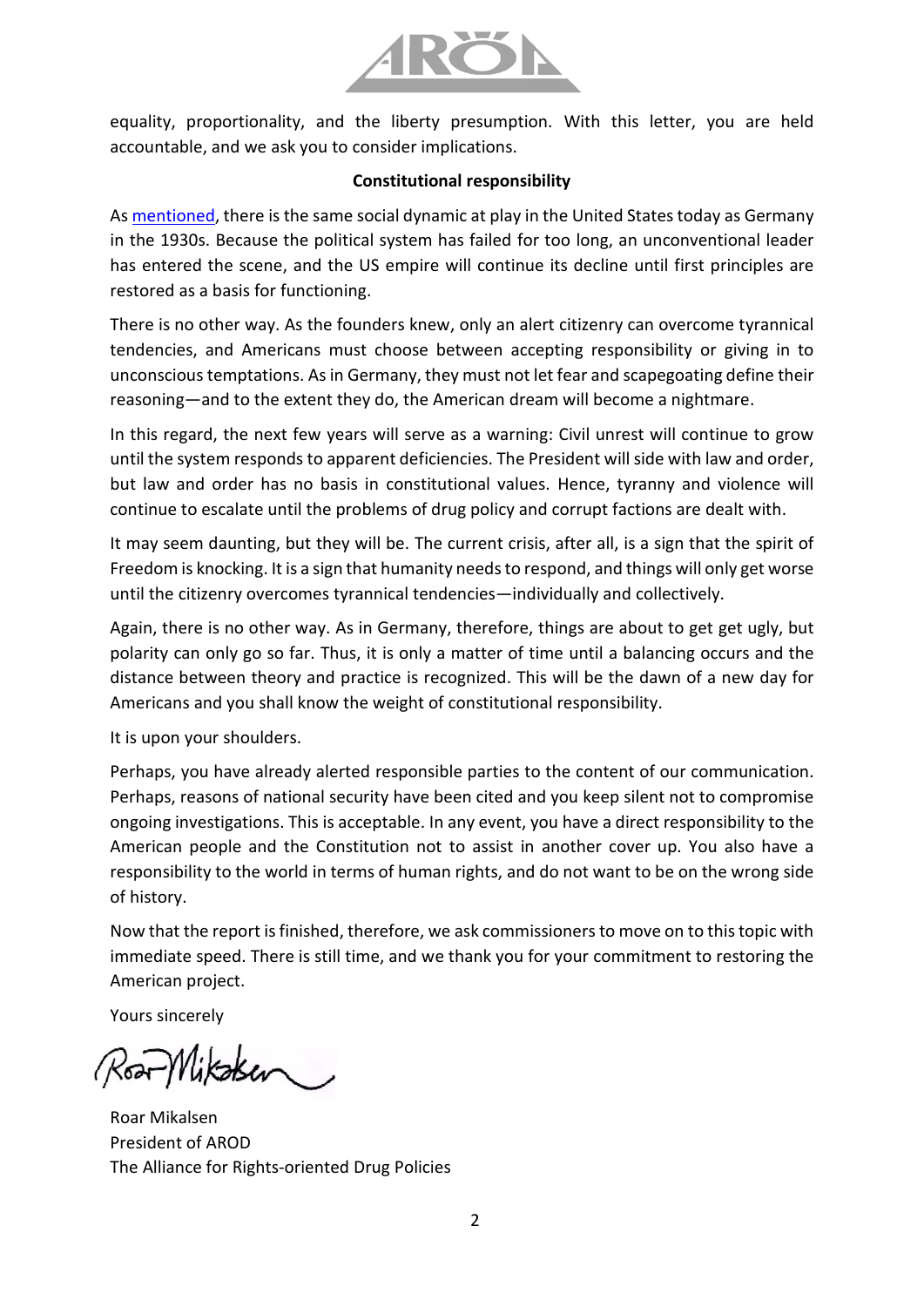equality, proportionality, and the liberty presumption. With this letter, you are held accountable, and we ask you to consider implications.

**Constitutional responsibility**

As mentioned, there is the same social dynamic at play in the United States today as Germany in the 1930s. Because the political system has failed for too long, an unconventional leader has entered the scene, and the US empire will continue its decline until first principles are restored as a basis for functioning.

There is no other way. As the founders knew, only an alert citizenry can overcome tyrannical tendencies, and Americans must choose between accepting responsibility or giving in to unconscious temptations. As in Germany, they must not let fear and scapegoating define their reasoning—and to the extent they do, the American dream will become a nightmare.

In this regard, the next few years will serve as a warning: Civil unrest will continue to grow until the system responds to apparent deficiencies. The President will side with law and order, but law and order has no basis in constitutional values. Hence, tyranny and violence will continue to escalate until the problems of drug policy and corrupt factions are dealt with.

It may seem daunting, but they will be. The current crisis, after all, is a sign that the spirit of Freedom is knocking. It is a sign that humanity needs to respond, and things will only get worse until the citizenry overcomes tyrannical tendencies—individually and collectively.

Again, there is no other way. As in Germany, therefore, things are about to get get ugly, but polarity can only go so far. Thus, it is only a matter of time until a balancing occurs and the distance between theory and practice is recognized. This will be the dawn of a new day for Americans and you shall know the weight of constitutional responsibility.

It is upon your shoulders.

Perhaps, you have already alerted responsible parties to the content of our communication. Perhaps, reasons of national security have been cited and you keep silent not to compromise ongoing investigations. This is acceptable. In any event, you have a direct responsibility to the American people and the Constitution not to assist in another cover up. You also have a responsibility to the world in terms of human rights, and do not want to be on the wrong side of history.

Now that the report is finished, therefore, we ask commissioners to move on to this topic with immediate speed. There is still time, and we thank you for your commitment to restoring the American project.

Yours sincerely

Roar Mikalsen
President of AROD
The Alliance for Rights-oriented Drug Policies